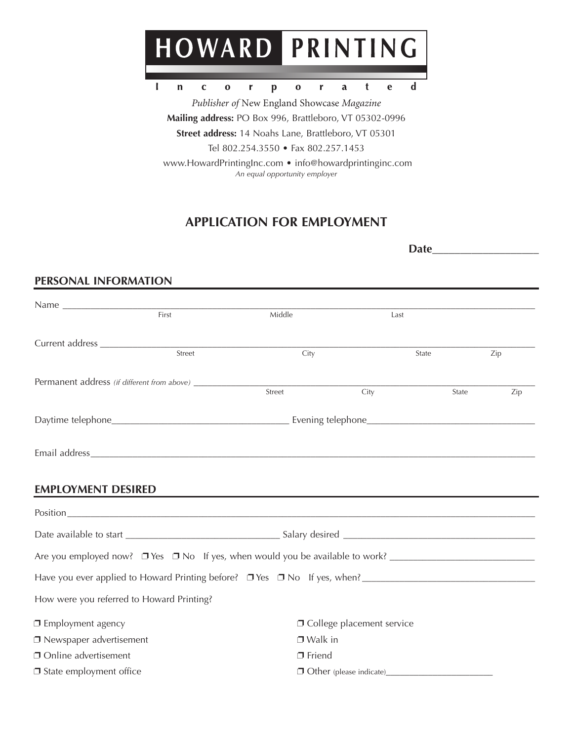# HOWARD PRINTING

Incorporated

*Publisher of* New England Showcase *Magazine*

**Mailing address:** PO Box 996, Brattleboro, VT 05302-0996

**Street address:** 14 Noahs Lane, Brattleboro, VT 05301

Tel 802.254.3550 • Fax 802.257.1453

www.HowardPrintingInc.com • info@howardprintinginc.com

*An equal opportunity employer*

## APPLICATION FOR EMPLOYMENT

**Date**___________________

### PERSONAL INFORMATION

Name ________________________________________________
First Middle Last

Current address ________________________________________________
Street City State Zip

Permanent address *(if different from above)* ________________________________________________
Street City State Zip

Daytime telephone___________________________________ Evening telephone_________________________________

Email address________________________________________________

### EMPLOYMENT DESIRED

Position________________________________________________

Date available to start ______________________________ Salary desired ______________________________________

Are you employed now? ❒ Yes ❒ No If yes, when would you be available to work? ____________________________

Have you ever applied to Howard Printing before? ❒ Yes ❒ No If yes, when?__________________________________

How were you referred to Howard Printing?

- ❒ Employment agency
- ❒ Newspaper advertisement
- ❒ Online advertisement
- ❒ State employment office
- ❒ College placement service
- ❒ Walk in
- ❒ Friend
- ❒ Other (please indicate)______________________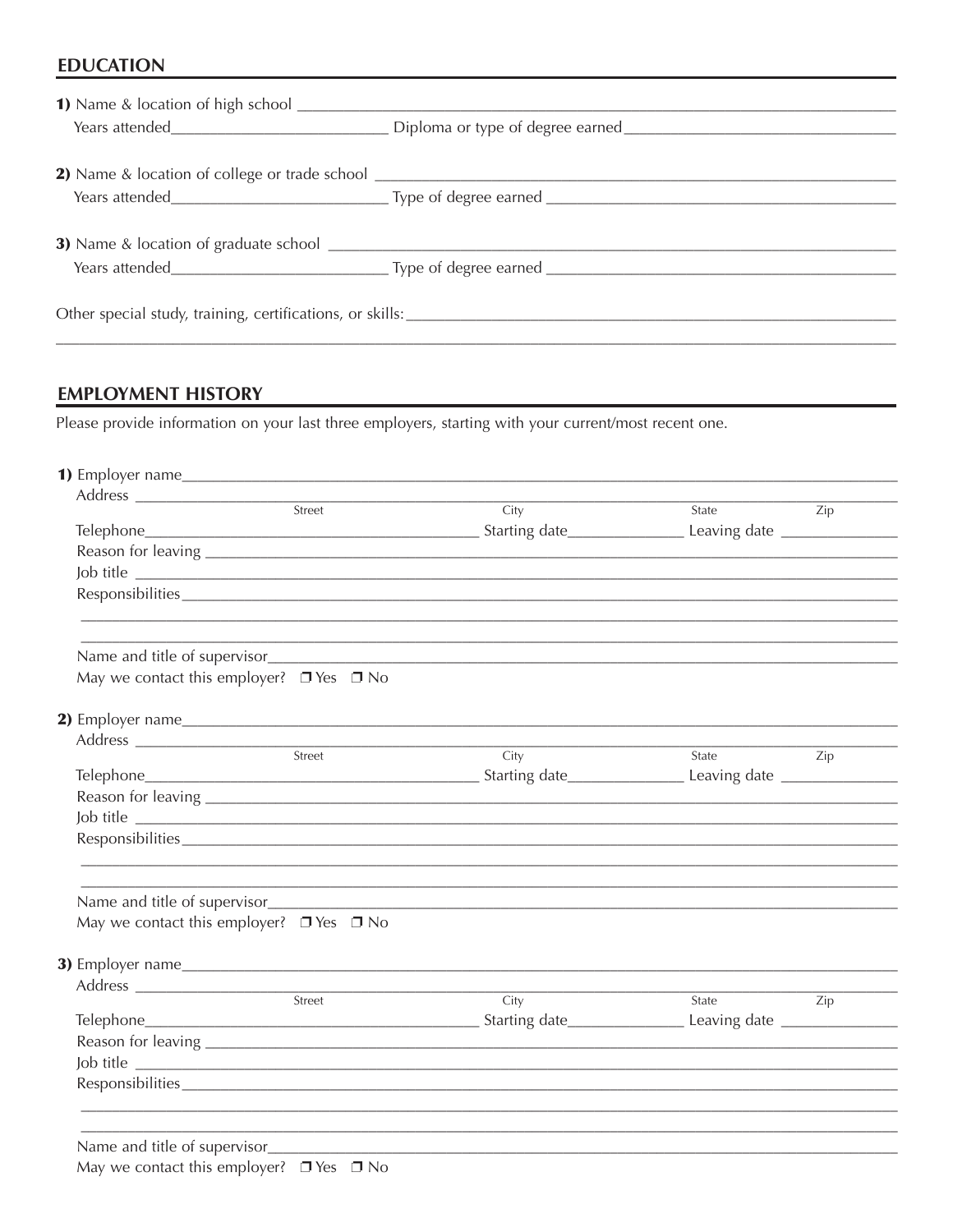## EDUCATION

**1)** Name & location of high school ____________________________________________

Years attended__________________________ Diploma or type of degree earned__________________________

**2)** Name & location of college or trade school ____________________________________________

Years attended__________________________ Type of degree earned __________________________

**3)** Name & location of graduate school ____________________________________________

Years attended__________________________ Type of degree earned __________________________

Other special study, training, certifications, or skills:____________________________________________

____________________________________________________________________________

## EMPLOYMENT HISTORY

Please provide information on your last three employers, starting with your current/most recent one.

**1)** Employer name____________________________________________

Address ____________________________________________
Street City State Zip

Telephone__________________________ Starting date______________ Leaving date ______________

Reason for leaving ____________________________________________

Job title ____________________________________________

Responsibilities____________________________________________

____________________________________________________________________________

____________________________________________________________________________

Name and title of supervisor____________________________________________

May we contact this employer? ❒ Yes ❒ No

**2)** Employer name____________________________________________

Address ____________________________________________
Street City State Zip

Telephone__________________________ Starting date______________ Leaving date ______________

Reason for leaving ____________________________________________

Job title ____________________________________________

Responsibilities____________________________________________

____________________________________________________________________________

____________________________________________________________________________

Name and title of supervisor____________________________________________

May we contact this employer? ❒ Yes ❒ No

**3)** Employer name____________________________________________

Address ____________________________________________
Street City State Zip

Telephone__________________________ Starting date______________ Leaving date ______________

Reason for leaving ____________________________________________

Job title ____________________________________________

Responsibilities____________________________________________

____________________________________________________________________________

____________________________________________________________________________

Name and title of supervisor____________________________________________

May we contact this employer? ❒ Yes ❒ No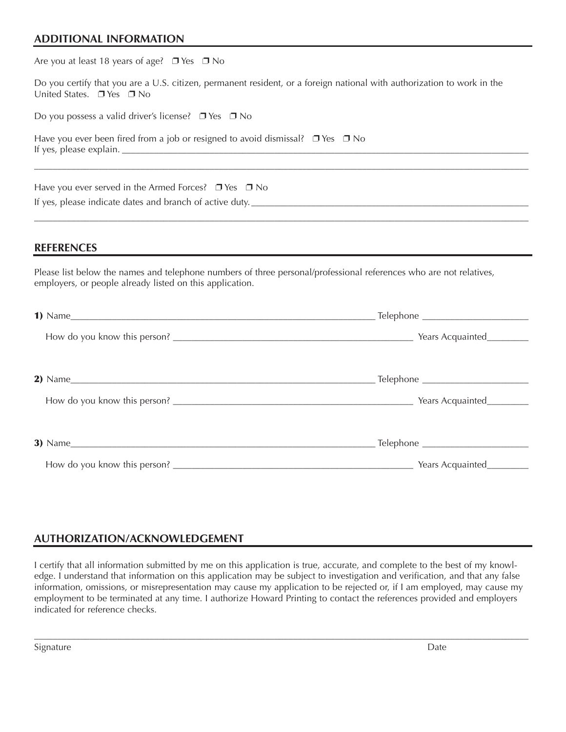## ADDITIONAL INFORMATION

Are you at least 18 years of age? ❒ Yes ❒ No

Do you certify that you are a U.S. citizen, permanent resident, or a foreign national with authorization to work in the United States. ❒ Yes ❒ No

Do you possess a valid driver's license? ❒ Yes ❒ No

Have you ever been fired from a job or resigned to avoid dismissal? ❒ Yes ❒ No
If yes, please explain. ______________________________________________________________________

______________________________________________________________________________________

Have you ever served in the Armed Forces? ❒ Yes ❒ No
If yes, please indicate dates and branch of active duty. ____________________________________________

______________________________________________________________________________________

## REFERENCES

Please list below the names and telephone numbers of three personal/professional references who are not relatives, employers, or people already listed on this application.

**1)** Name_______________________________________________________ Telephone ___________________

How do you know this person? __________________________________________ Years Acquainted________

**2)** Name_______________________________________________________ Telephone ___________________

How do you know this person? __________________________________________ Years Acquainted________

**3)** Name_______________________________________________________ Telephone ___________________

How do you know this person? __________________________________________ Years Acquainted________

## AUTHORIZATION/ACKNOWLEDGEMENT

I certify that all information submitted by me on this application is true, accurate, and complete to the best of my knowledge. I understand that information on this application may be subject to investigation and verification, and that any false information, omissions, or misrepresentation may cause my application to be rejected or, if I am employed, may cause my employment to be terminated at any time. I authorize Howard Printing to contact the references provided and employers indicated for reference checks.

______________________________________________________________________________________

Signature Date